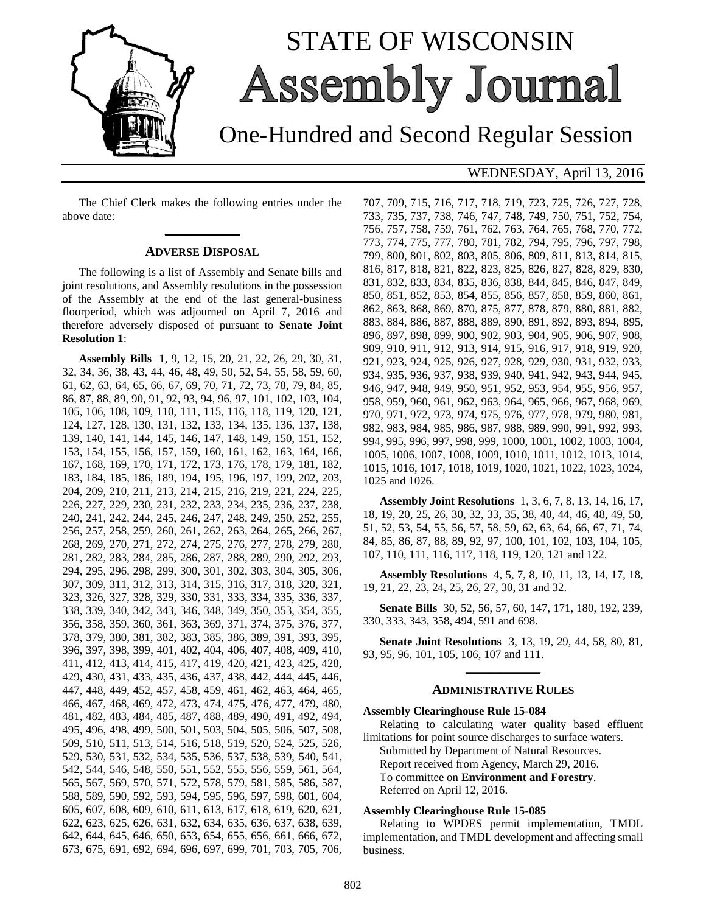# STATE OF WISCONSIN
# Assembly Journal
## One-Hundred and Second Regular Session

WEDNESDAY, April 13, 2016

The Chief Clerk makes the following entries under the above date:

### ADVERSE DISPOSAL

The following is a list of Assembly and Senate bills and joint resolutions, and Assembly resolutions in the possession of the Assembly at the end of the last general-business floorperiod, which was adjourned on April 7, 2016 and therefore adversely disposed of pursuant to **Senate Joint Resolution 1**:

**Assembly Bills** 1, 9, 12, 15, 20, 21, 22, 26, 29, 30, 31, 32, 34, 36, 38, 43, 44, 46, 48, 49, 50, 52, 54, 55, 58, 59, 60, 61, 62, 63, 64, 65, 66, 67, 69, 70, 71, 72, 73, 78, 79, 84, 85, 86, 87, 88, 89, 90, 91, 92, 93, 94, 96, 97, 101, 102, 103, 104, 105, 106, 108, 109, 110, 111, 115, 116, 118, 119, 120, 121, 124, 127, 128, 130, 131, 132, 133, 134, 135, 136, 137, 138, 139, 140, 141, 144, 145, 146, 147, 148, 149, 150, 151, 152, 153, 154, 155, 156, 157, 159, 160, 161, 162, 163, 164, 166, 167, 168, 169, 170, 171, 172, 173, 176, 178, 179, 181, 182, 183, 184, 185, 186, 189, 194, 195, 196, 197, 199, 202, 203, 204, 209, 210, 211, 213, 214, 215, 216, 219, 221, 224, 225, 226, 227, 229, 230, 231, 232, 233, 234, 235, 236, 237, 238, 240, 241, 242, 244, 245, 246, 247, 248, 249, 250, 252, 255, 256, 257, 258, 259, 260, 261, 262, 263, 264, 265, 266, 267, 268, 269, 270, 271, 272, 274, 275, 276, 277, 278, 279, 280, 281, 282, 283, 284, 285, 286, 287, 288, 289, 290, 292, 293, 294, 295, 296, 298, 299, 300, 301, 302, 303, 304, 305, 306, 307, 309, 311, 312, 313, 314, 315, 316, 317, 318, 320, 321, 323, 326, 327, 328, 329, 330, 331, 333, 334, 335, 336, 337, 338, 339, 340, 342, 343, 346, 348, 349, 350, 353, 354, 355, 356, 358, 359, 360, 361, 363, 369, 371, 374, 375, 376, 377, 378, 379, 380, 381, 382, 383, 385, 386, 389, 391, 393, 395, 396, 397, 398, 399, 401, 402, 404, 406, 407, 408, 409, 410, 411, 412, 413, 414, 415, 417, 419, 420, 421, 423, 425, 428, 429, 430, 431, 433, 435, 436, 437, 438, 442, 444, 445, 446, 447, 448, 449, 452, 457, 458, 459, 461, 462, 463, 464, 465, 466, 467, 468, 469, 472, 473, 474, 475, 476, 477, 479, 480, 481, 482, 483, 484, 485, 487, 488, 489, 490, 491, 492, 494, 495, 496, 498, 499, 500, 501, 503, 504, 505, 506, 507, 508, 509, 510, 511, 513, 514, 516, 518, 519, 520, 524, 525, 526, 529, 530, 531, 532, 534, 535, 536, 537, 538, 539, 540, 541, 542, 544, 546, 548, 550, 551, 552, 555, 556, 559, 561, 564, 565, 567, 569, 570, 571, 572, 578, 579, 581, 585, 586, 587, 588, 589, 590, 592, 593, 594, 595, 596, 597, 598, 601, 604, 605, 607, 608, 609, 610, 611, 613, 617, 618, 619, 620, 621, 622, 623, 625, 626, 631, 632, 634, 635, 636, 637, 638, 639, 642, 644, 645, 646, 650, 653, 654, 655, 656, 661, 666, 672, 673, 675, 691, 692, 694, 696, 697, 699, 701, 703, 705, 706, 707, 709, 715, 716, 717, 718, 719, 723, 725, 726, 727, 728, 733, 735, 737, 738, 746, 747, 748, 749, 750, 751, 752, 754, 756, 757, 758, 759, 761, 762, 763, 764, 765, 768, 770, 772, 773, 774, 775, 777, 780, 781, 782, 794, 795, 796, 797, 798, 799, 800, 801, 802, 803, 805, 806, 809, 811, 813, 814, 815, 816, 817, 818, 821, 822, 823, 825, 826, 827, 828, 829, 830, 831, 832, 833, 834, 835, 836, 838, 844, 845, 846, 847, 849, 850, 851, 852, 853, 854, 855, 856, 857, 858, 859, 860, 861, 862, 863, 868, 869, 870, 875, 877, 878, 879, 880, 881, 882, 883, 884, 886, 887, 888, 889, 890, 891, 892, 893, 894, 895, 896, 897, 898, 899, 900, 902, 903, 904, 905, 906, 907, 908, 909, 910, 911, 912, 913, 914, 915, 916, 917, 918, 919, 920, 921, 923, 924, 925, 926, 927, 928, 929, 930, 931, 932, 933, 934, 935, 936, 937, 938, 939, 940, 941, 942, 943, 944, 945, 946, 947, 948, 949, 950, 951, 952, 953, 954, 955, 956, 957, 958, 959, 960, 961, 962, 963, 964, 965, 966, 967, 968, 969, 970, 971, 972, 973, 974, 975, 976, 977, 978, 979, 980, 981, 982, 983, 984, 985, 986, 987, 988, 989, 990, 991, 992, 993, 994, 995, 996, 997, 998, 999, 1000, 1001, 1002, 1003, 1004, 1005, 1006, 1007, 1008, 1009, 1010, 1011, 1012, 1013, 1014, 1015, 1016, 1017, 1018, 1019, 1020, 1021, 1022, 1023, 1024, 1025 and 1026.

**Assembly Joint Resolutions** 1, 3, 6, 7, 8, 13, 14, 16, 17, 18, 19, 20, 25, 26, 30, 32, 33, 35, 38, 40, 44, 46, 48, 49, 50, 51, 52, 53, 54, 55, 56, 57, 58, 59, 62, 63, 64, 66, 67, 71, 74, 84, 85, 86, 87, 88, 89, 92, 97, 100, 101, 102, 103, 104, 105, 107, 110, 111, 116, 117, 118, 119, 120, 121 and 122.

**Assembly Resolutions** 4, 5, 7, 8, 10, 11, 13, 14, 17, 18, 19, 21, 22, 23, 24, 25, 26, 27, 30, 31 and 32.

**Senate Bills** 30, 52, 56, 57, 60, 147, 171, 180, 192, 239, 330, 333, 343, 358, 494, 591 and 698.

**Senate Joint Resolutions** 3, 13, 19, 29, 44, 58, 80, 81, 93, 95, 96, 101, 105, 106, 107 and 111.

### ADMINISTRATIVE RULES

**Assembly Clearinghouse Rule 15-084**

Relating to calculating water quality based effluent limitations for point source discharges to surface waters.

Submitted by Department of Natural Resources.
Report received from Agency, March 29, 2016.
To committee on **Environment and Forestry**.
Referred on April 12, 2016.

**Assembly Clearinghouse Rule 15-085**

Relating to WPDES permit implementation, TMDL implementation, and TMDL development and affecting small business.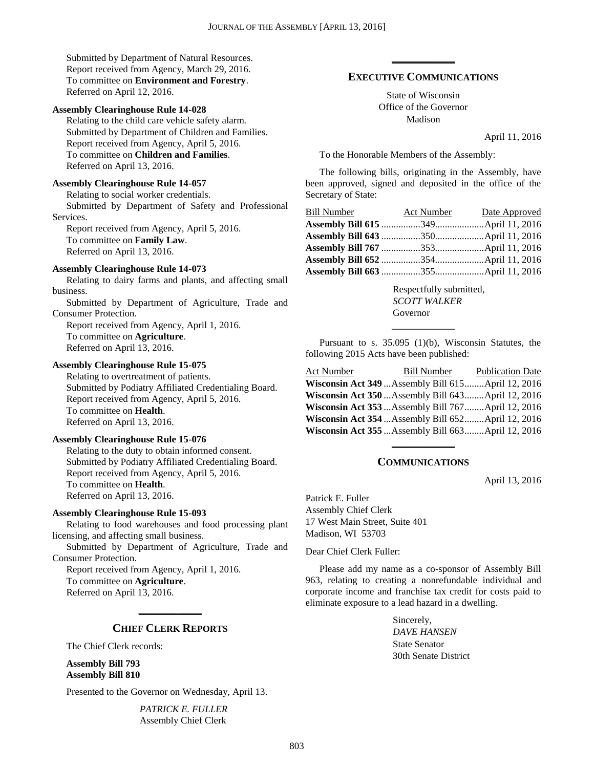Submitted by Department of Natural Resources.
Report received from Agency, March 29, 2016.
To committee on **Environment and Forestry**.
Referred on April 12, 2016.

**Assembly Clearinghouse Rule 14-028**

Relating to the child care vehicle safety alarm.
Submitted by Department of Children and Families.
Report received from Agency, April 5, 2016.
To committee on **Children and Families**.
Referred on April 13, 2016.

**Assembly Clearinghouse Rule 14-057**

Relating to social worker credentials.
Submitted by Department of Safety and Professional Services.
Report received from Agency, April 5, 2016.
To committee on **Family Law**.
Referred on April 13, 2016.

**Assembly Clearinghouse Rule 14-073**

Relating to dairy farms and plants, and affecting small business.
Submitted by Department of Agriculture, Trade and Consumer Protection.
Report received from Agency, April 1, 2016.
To committee on **Agriculture**.
Referred on April 13, 2016.

**Assembly Clearinghouse Rule 15-075**

Relating to overtreatment of patients.
Submitted by Podiatry Affiliated Credentialing Board.
Report received from Agency, April 5, 2016.
To committee on **Health**.
Referred on April 13, 2016.

**Assembly Clearinghouse Rule 15-076**

Relating to the duty to obtain informed consent.
Submitted by Podiatry Affiliated Credentialing Board.
Report received from Agency, April 5, 2016.
To committee on **Health**.
Referred on April 13, 2016.

**Assembly Clearinghouse Rule 15-093**

Relating to food warehouses and food processing plant licensing, and affecting small business.
Submitted by Department of Agriculture, Trade and Consumer Protection.
Report received from Agency, April 1, 2016.
To committee on **Agriculture**.
Referred on April 13, 2016.

## CHIEF CLERK REPORTS

The Chief Clerk records:

**Assembly Bill 793**
**Assembly Bill 810**

Presented to the Governor on Wednesday, April 13.

*PATRICK E. FULLER*
Assembly Chief Clerk

## EXECUTIVE COMMUNICATIONS

State of Wisconsin
Office of the Governor
Madison

April 11, 2016

To the Honorable Members of the Assembly:

The following bills, originating in the Assembly, have been approved, signed and deposited in the office of the Secretary of State:

| Bill Number | Act Number | Date Approved |
|---|---|---|
| **Assembly Bill 615** | 349 | April 11, 2016 |
| **Assembly Bill 643** | 350 | April 11, 2016 |
| **Assembly Bill 767** | 353 | April 11, 2016 |
| **Assembly Bill 652** | 354 | April 11, 2016 |
| **Assembly Bill 663** | 355 | April 11, 2016 |

Respectfully submitted,
*SCOTT WALKER*
Governor

Pursuant to s. 35.095 (1)(b), Wisconsin Statutes, the following 2015 Acts have been published:

| Act Number | Bill Number | Publication Date |
|---|---|---|
| **Wisconsin Act 349** | Assembly Bill 615 | April 12, 2016 |
| **Wisconsin Act 350** | Assembly Bill 643 | April 12, 2016 |
| **Wisconsin Act 353** | Assembly Bill 767 | April 12, 2016 |
| **Wisconsin Act 354** | Assembly Bill 652 | April 12, 2016 |
| **Wisconsin Act 355** | Assembly Bill 663 | April 12, 2016 |

## COMMUNICATIONS

April 13, 2016

Patrick E. Fuller
Assembly Chief Clerk
17 West Main Street, Suite 401
Madison, WI 53703

Dear Chief Clerk Fuller:

Please add my name as a co-sponsor of Assembly Bill 963, relating to creating a nonrefundable individual and corporate income and franchise tax credit for costs paid to eliminate exposure to a lead hazard in a dwelling.

Sincerely,
*DAVE HANSEN*
State Senator
30th Senate District